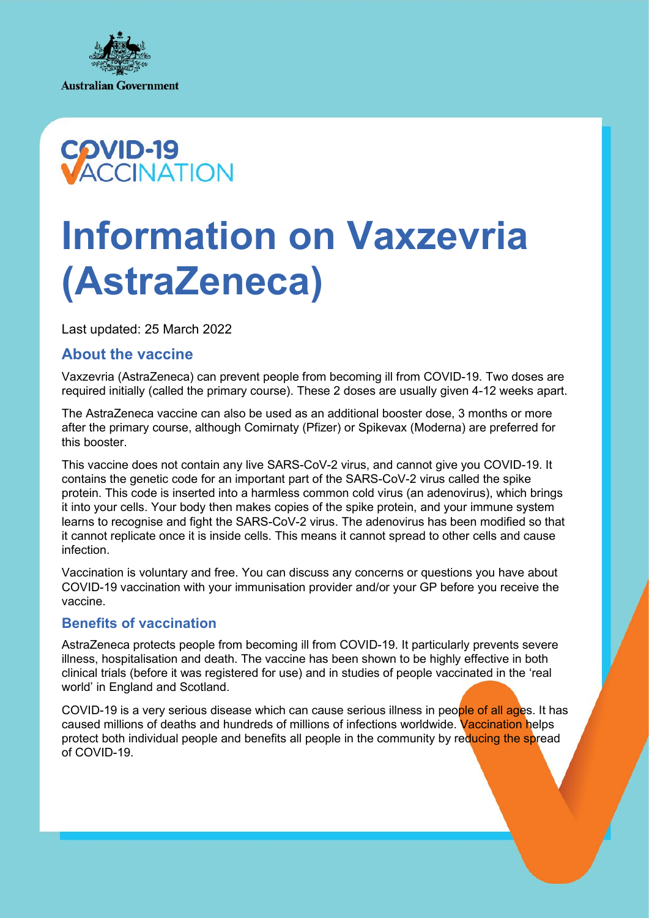Australian Government

COVID-19 VACCINATION

# Information on Vaxzevria (AstraZeneca)

Last updated: 25 March 2022

## About the vaccine

Vaxzevria (AstraZeneca) can prevent people from becoming ill from COVID-19. Two doses are required initially (called the primary course). These 2 doses are usually given 4-12 weeks apart.

The AstraZeneca vaccine can also be used as an additional booster dose, 3 months or more after the primary course, although Comirnaty (Pfizer) or Spikevax (Moderna) are preferred for this booster.

This vaccine does not contain any live SARS-CoV-2 virus, and cannot give you COVID-19. It contains the genetic code for an important part of the SARS-CoV-2 virus called the spike protein. This code is inserted into a harmless common cold virus (an adenovirus), which brings it into your cells. Your body then makes copies of the spike protein, and your immune system learns to recognise and fight the SARS-CoV-2 virus. The adenovirus has been modified so that it cannot replicate once it is inside cells. This means it cannot spread to other cells and cause infection.

Vaccination is voluntary and free. You can discuss any concerns or questions you have about COVID-19 vaccination with your immunisation provider and/or your GP before you receive the vaccine.

## Benefits of vaccination

AstraZeneca protects people from becoming ill from COVID-19. It particularly prevents severe illness, hospitalisation and death. The vaccine has been shown to be highly effective in both clinical trials (before it was registered for use) and in studies of people vaccinated in the 'real world' in England and Scotland.

COVID-19 is a very serious disease which can cause serious illness in people of all ages. It has caused millions of deaths and hundreds of millions of infections worldwide. Vaccination helps protect both individual people and benefits all people in the community by reducing the spread of COVID-19.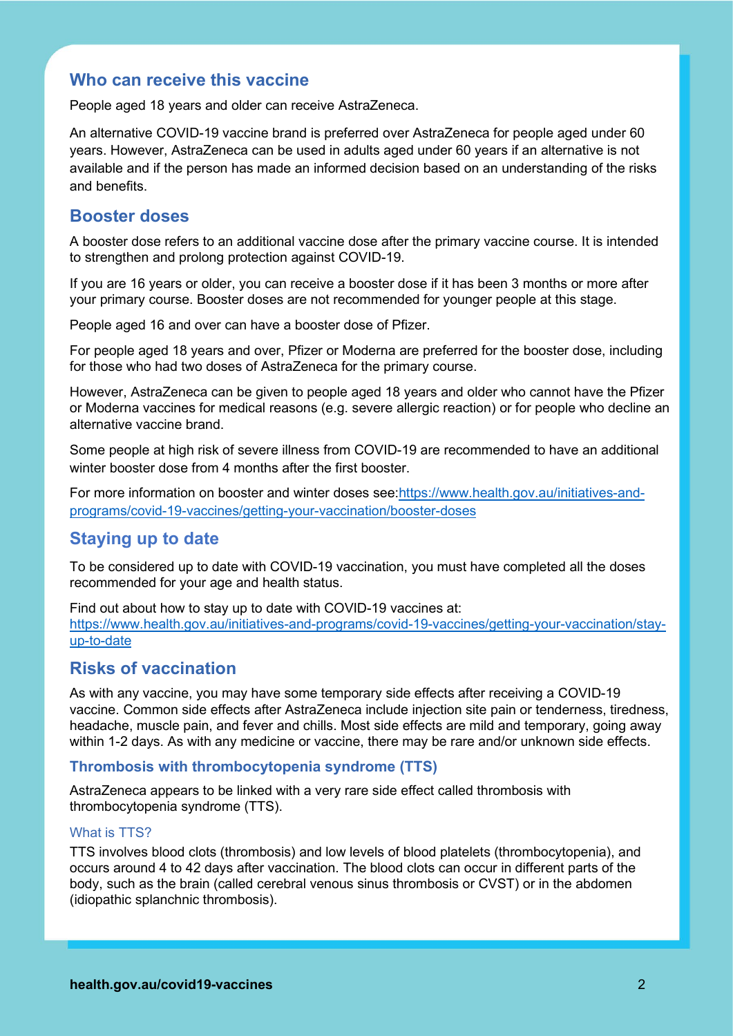## Who can receive this vaccine

People aged 18 years and older can receive AstraZeneca.

An alternative COVID-19 vaccine brand is preferred over AstraZeneca for people aged under 60 years. However, AstraZeneca can be used in adults aged under 60 years if an alternative is not available and if the person has made an informed decision based on an understanding of the risks and benefits.

## Booster doses

A booster dose refers to an additional vaccine dose after the primary vaccine course. It is intended to strengthen and prolong protection against COVID-19.

If you are 16 years or older, you can receive a booster dose if it has been 3 months or more after your primary course. Booster doses are not recommended for younger people at this stage.

People aged 16 and over can have a booster dose of Pfizer.

For people aged 18 years and over, Pfizer or Moderna are preferred for the booster dose, including for those who had two doses of AstraZeneca for the primary course.

However, AstraZeneca can be given to people aged 18 years and older who cannot have the Pfizer or Moderna vaccines for medical reasons (e.g. severe allergic reaction) or for people who decline an alternative vaccine brand.

Some people at high risk of severe illness from COVID-19 are recommended to have an additional winter booster dose from 4 months after the first booster.

For more information on booster and winter doses see:https://www.health.gov.au/initiatives-and-programs/covid-19-vaccines/getting-your-vaccination/booster-doses

## Staying up to date

To be considered up to date with COVID-19 vaccination, you must have completed all the doses recommended for your age and health status.

Find out about how to stay up to date with COVID-19 vaccines at: https://www.health.gov.au/initiatives-and-programs/covid-19-vaccines/getting-your-vaccination/stay-up-to-date

## Risks of vaccination

As with any vaccine, you may have some temporary side effects after receiving a COVID-19 vaccine. Common side effects after AstraZeneca include injection site pain or tenderness, tiredness, headache, muscle pain, and fever and chills. Most side effects are mild and temporary, going away within 1-2 days. As with any medicine or vaccine, there may be rare and/or unknown side effects.

### Thrombosis with thrombocytopenia syndrome (TTS)

AstraZeneca appears to be linked with a very rare side effect called thrombosis with thrombocytopenia syndrome (TTS).

#### What is TTS?

TTS involves blood clots (thrombosis) and low levels of blood platelets (thrombocytopenia), and occurs around 4 to 42 days after vaccination. The blood clots can occur in different parts of the body, such as the brain (called cerebral venous sinus thrombosis or CVST) or in the abdomen (idiopathic splanchnic thrombosis).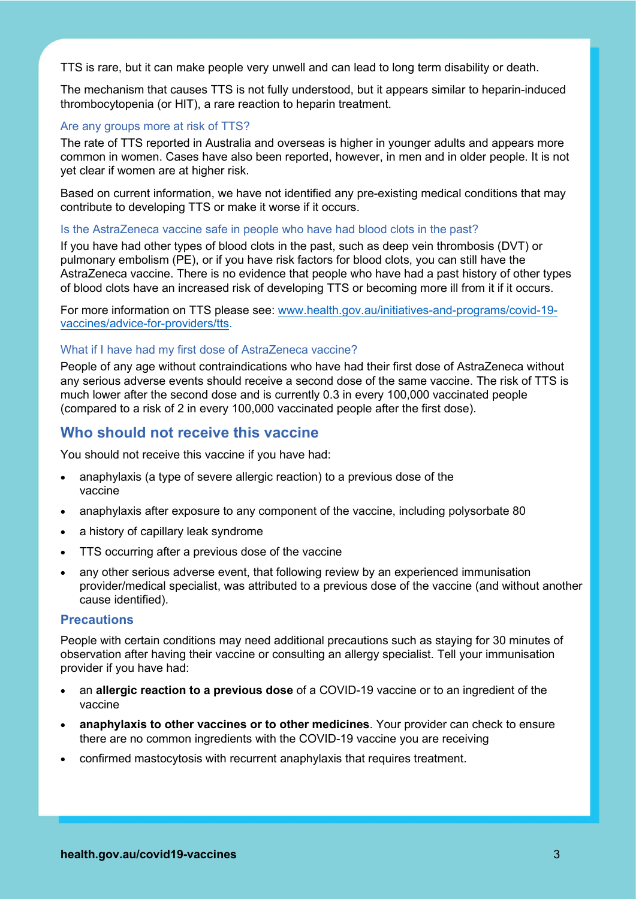TTS is rare, but it can make people very unwell and can lead to long term disability or death.

The mechanism that causes TTS is not fully understood, but it appears similar to heparin-induced thrombocytopenia (or HIT), a rare reaction to heparin treatment.

### Are any groups more at risk of TTS?

The rate of TTS reported in Australia and overseas is higher in younger adults and appears more common in women. Cases have also been reported, however, in men and in older people. It is not yet clear if women are at higher risk.

Based on current information, we have not identified any pre-existing medical conditions that may contribute to developing TTS or make it worse if it occurs.

### Is the AstraZeneca vaccine safe in people who have had blood clots in the past?

If you have had other types of blood clots in the past, such as deep vein thrombosis (DVT) or pulmonary embolism (PE), or if you have risk factors for blood clots, you can still have the AstraZeneca vaccine. There is no evidence that people who have had a past history of other types of blood clots have an increased risk of developing TTS or becoming more ill from it if it occurs.

For more information on TTS please see: [www.health.gov.au/initiatives-and-programs/covid-19-vaccines/advice-for-providers/tts](www.health.gov.au/initiatives-and-programs/covid-19-vaccines/advice-for-providers/tts).

### What if I have had my first dose of AstraZeneca vaccine?

People of any age without contraindications who have had their first dose of AstraZeneca without any serious adverse events should receive a second dose of the same vaccine. The risk of TTS is much lower after the second dose and is currently 0.3 in every 100,000 vaccinated people (compared to a risk of 2 in every 100,000 vaccinated people after the first dose).

## Who should not receive this vaccine

You should not receive this vaccine if you have had:

- anaphylaxis (a type of severe allergic reaction) to a previous dose of the vaccine
- anaphylaxis after exposure to any component of the vaccine, including polysorbate 80
- a history of capillary leak syndrome
- TTS occurring after a previous dose of the vaccine
- any other serious adverse event, that following review by an experienced immunisation provider/medical specialist, was attributed to a previous dose of the vaccine (and without another cause identified).

### Precautions

People with certain conditions may need additional precautions such as staying for 30 minutes of observation after having their vaccine or consulting an allergy specialist. Tell your immunisation provider if you have had:

- an **allergic reaction to a previous dose** of a COVID-19 vaccine or to an ingredient of the vaccine
- **anaphylaxis to other vaccines or to other medicines**. Your provider can check to ensure there are no common ingredients with the COVID-19 vaccine you are receiving
- confirmed mastocytosis with recurrent anaphylaxis that requires treatment.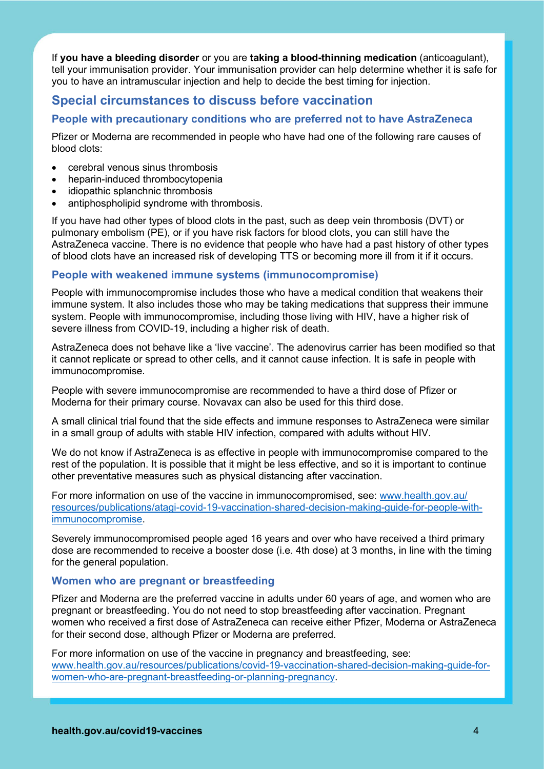If **you have a bleeding disorder** or you are **taking a blood-thinning medication** (anticoagulant), tell your immunisation provider. Your immunisation provider can help determine whether it is safe for you to have an intramuscular injection and help to decide the best timing for injection.

## Special circumstances to discuss before vaccination

### People with precautionary conditions who are preferred not to have AstraZeneca

Pfizer or Moderna are recommended in people who have had one of the following rare causes of blood clots:

- cerebral venous sinus thrombosis
- heparin-induced thrombocytopenia
- idiopathic splanchnic thrombosis
- antiphospholipid syndrome with thrombosis.

If you have had other types of blood clots in the past, such as deep vein thrombosis (DVT) or pulmonary embolism (PE), or if you have risk factors for blood clots, you can still have the AstraZeneca vaccine. There is no evidence that people who have had a past history of other types of blood clots have an increased risk of developing TTS or becoming more ill from it if it occurs.

### People with weakened immune systems (immunocompromise)

People with immunocompromise includes those who have a medical condition that weakens their immune system. It also includes those who may be taking medications that suppress their immune system. People with immunocompromise, including those living with HIV, have a higher risk of severe illness from COVID-19, including a higher risk of death.

AstraZeneca does not behave like a 'live vaccine'. The adenovirus carrier has been modified so that it cannot replicate or spread to other cells, and it cannot cause infection. It is safe in people with immunocompromise.

People with severe immunocompromise are recommended to have a third dose of Pfizer or Moderna for their primary course. Novavax can also be used for this third dose.

A small clinical trial found that the side effects and immune responses to AstraZeneca were similar in a small group of adults with stable HIV infection, compared with adults without HIV.

We do not know if AstraZeneca is as effective in people with immunocompromise compared to the rest of the population. It is possible that it might be less effective, and so it is important to continue other preventative measures such as physical distancing after vaccination.

For more information on use of the vaccine in immunocompromised, see: [www.health.gov.au/resources/publications/atagi-covid-19-vaccination-shared-decision-making-guide-for-people-with-immunocompromise](www.health.gov.au/resources/publications/atagi-covid-19-vaccination-shared-decision-making-guide-for-people-with-immunocompromise).

Severely immunocompromised people aged 16 years and over who have received a third primary dose are recommended to receive a booster dose (i.e. 4th dose) at 3 months, in line with the timing for the general population.

### Women who are pregnant or breastfeeding

Pfizer and Moderna are the preferred vaccine in adults under 60 years of age, and women who are pregnant or breastfeeding. You do not need to stop breastfeeding after vaccination. Pregnant women who received a first dose of AstraZeneca can receive either Pfizer, Moderna or AstraZeneca for their second dose, although Pfizer or Moderna are preferred.

For more information on use of the vaccine in pregnancy and breastfeeding, see: [www.health.gov.au/resources/publications/covid-19-vaccination-shared-decision-making-guide-for-women-who-are-pregnant-breastfeeding-or-planning-pregnancy](www.health.gov.au/resources/publications/covid-19-vaccination-shared-decision-making-guide-for-women-who-are-pregnant-breastfeeding-or-planning-pregnancy).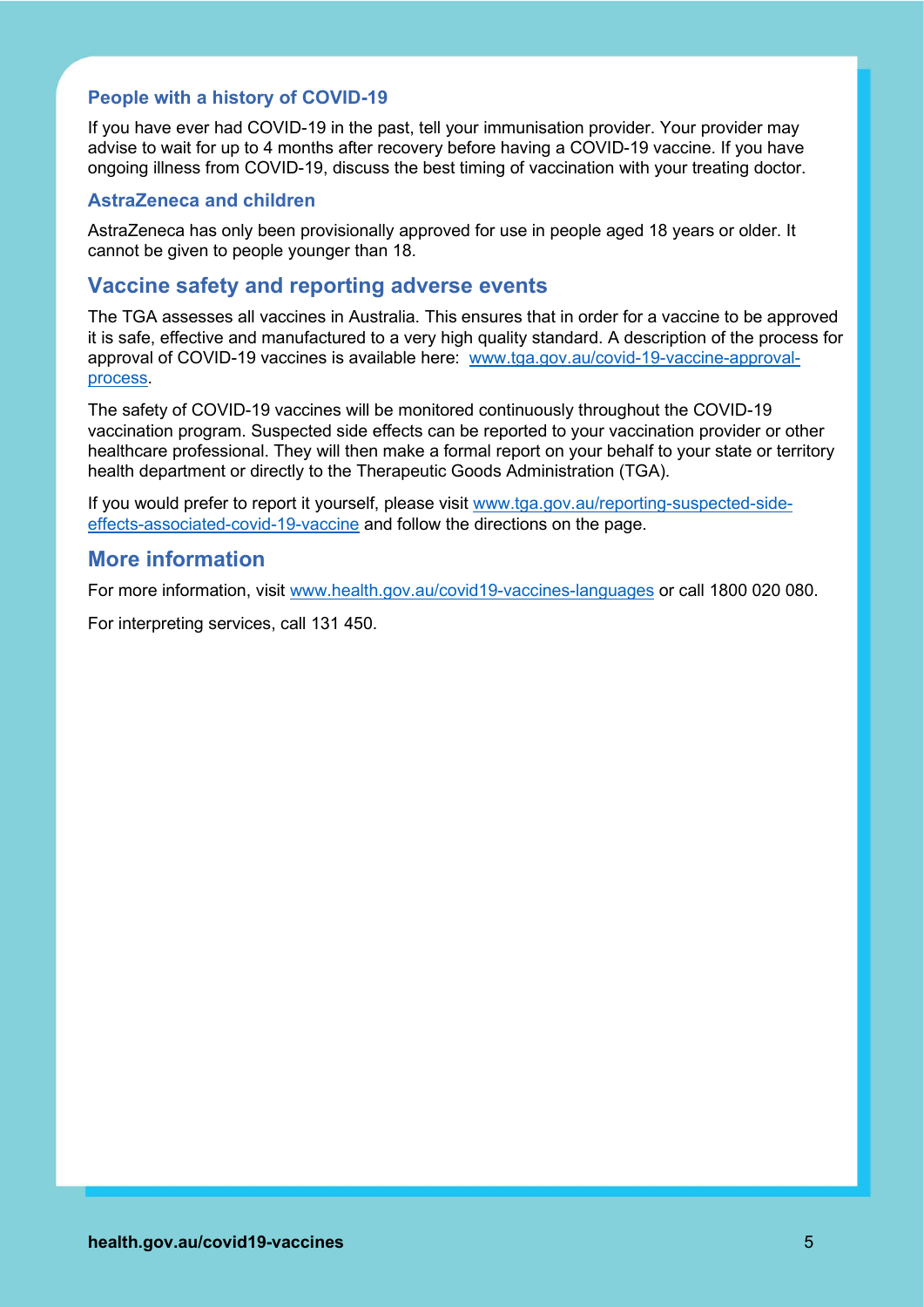### People with a history of COVID-19

If you have ever had COVID-19 in the past, tell your immunisation provider. Your provider may advise to wait for up to 4 months after recovery before having a COVID-19 vaccine. If you have ongoing illness from COVID-19, discuss the best timing of vaccination with your treating doctor.

### AstraZeneca and children

AstraZeneca has only been provisionally approved for use in people aged 18 years or older. It cannot be given to people younger than 18.

## Vaccine safety and reporting adverse events

The TGA assesses all vaccines in Australia. This ensures that in order for a vaccine to be approved it is safe, effective and manufactured to a very high quality standard. A description of the process for approval of COVID-19 vaccines is available here: [www.tga.gov.au/covid-19-vaccine-approval-process](http://www.tga.gov.au/covid-19-vaccine-approval-process).

The safety of COVID-19 vaccines will be monitored continuously throughout the COVID-19 vaccination program. Suspected side effects can be reported to your vaccination provider or other healthcare professional. They will then make a formal report on your behalf to your state or territory health department or directly to the Therapeutic Goods Administration (TGA).

If you would prefer to report it yourself, please visit [www.tga.gov.au/reporting-suspected-side-effects-associated-covid-19-vaccine](http://www.tga.gov.au/reporting-suspected-side-effects-associated-covid-19-vaccine) and follow the directions on the page.

## More information

For more information, visit [www.health.gov.au/covid19-vaccines-languages](http://www.health.gov.au/covid19-vaccines-languages) or call 1800 020 080.

For interpreting services, call 131 450.